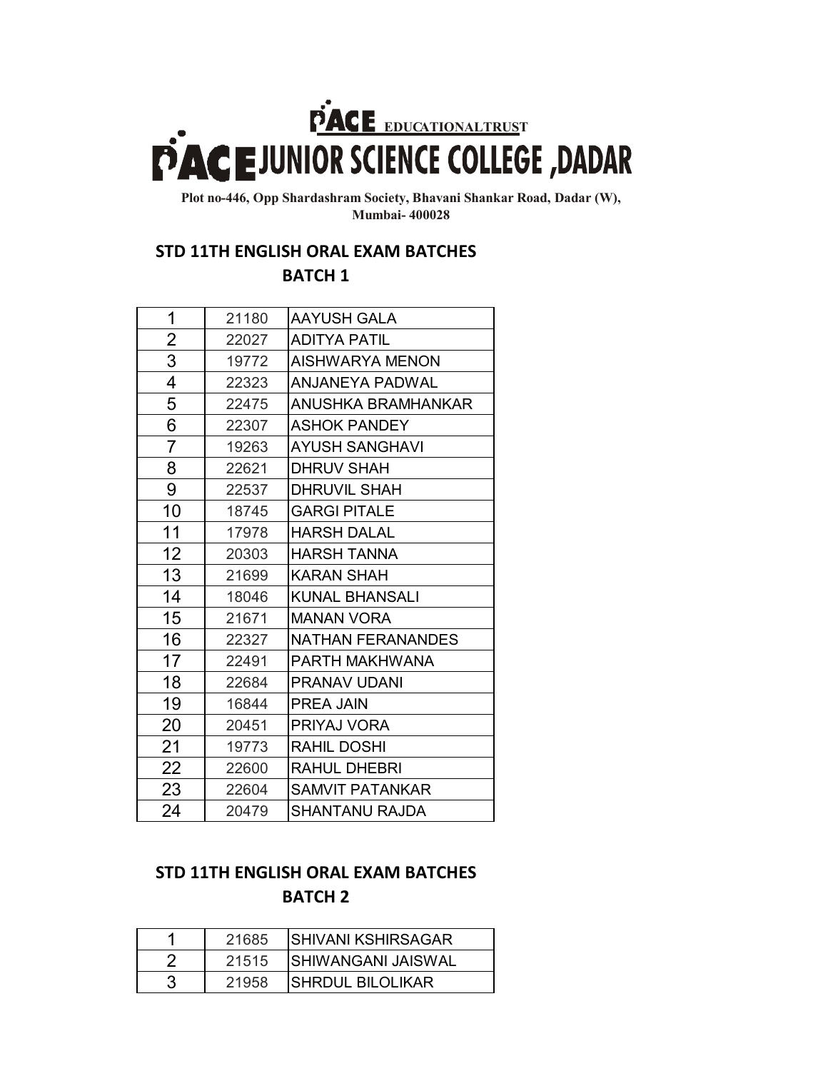# PACE EDUCATIONALTRUST

# PACE JUNIOR SCIENCE COLLEGE ,DADAR

**Plot no-446, Opp Shardashram Society, Bhavani Shankar Road, Dadar (W), Mumbai- 400028**

## STD 11TH ENGLISH ORAL EXAM BATCHES

## BATCH 1

| | | |
|---|---|---|
| 1 | 21180 | AAYUSH GALA |
| 2 | 22027 | ADITYA PATIL |
| 3 | 19772 | AISHWARYA MENON |
| 4 | 22323 | ANJANEYA PADWAL |
| 5 | 22475 | ANUSHKA BRAMHANKAR |
| 6 | 22307 | ASHOK PANDEY |
| 7 | 19263 | AYUSH SANGHAVI |
| 8 | 22621 | DHRUV SHAH |
| 9 | 22537 | DHRUVIL SHAH |
| 10 | 18745 | GARGI PITALE |
| 11 | 17978 | HARSH DALAL |
| 12 | 20303 | HARSH TANNA |
| 13 | 21699 | KARAN SHAH |
| 14 | 18046 | KUNAL BHANSALI |
| 15 | 21671 | MANAN VORA |
| 16 | 22327 | NATHAN FERANANDES |
| 17 | 22491 | PARTH MAKHWANA |
| 18 | 22684 | PRANAV UDANI |
| 19 | 16844 | PREA JAIN |
| 20 | 20451 | PRIYAJ VORA |
| 21 | 19773 | RAHIL DOSHI |
| 22 | 22600 | RAHUL DHEBRI |
| 23 | 22604 | SAMVIT PATANKAR |
| 24 | 20479 | SHANTANU RAJDA |

## STD 11TH ENGLISH ORAL EXAM BATCHES

## BATCH 2

| | | |
|---|---|---|
| 1 | 21685 | SHIVANI KSHIRSAGAR |
| 2 | 21515 | SHIWANGANI JAISWAL |
| 3 | 21958 | SHRDUL BILOLIKAR |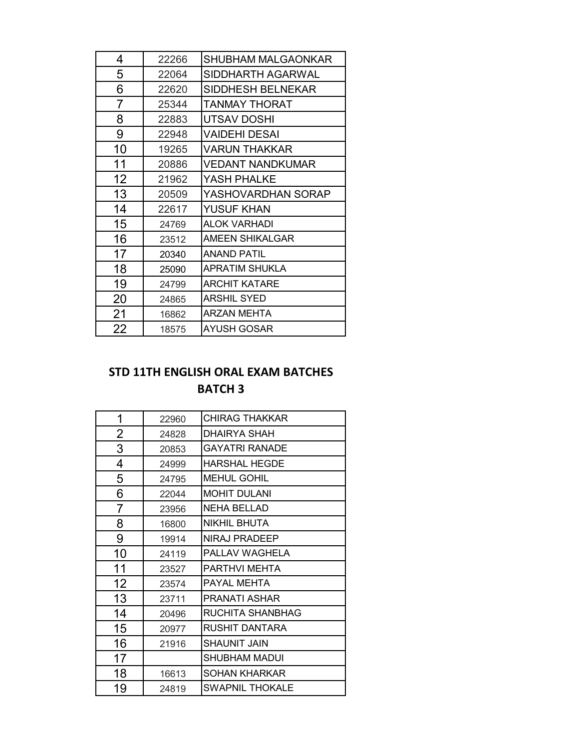| | | |
|---|---|---|
| 4 | 22266 | SHUBHAM MALGAONKAR |
| 5 | 22064 | SIDDHARTH AGARWAL |
| 6 | 22620 | SIDDHESH BELNEKAR |
| 7 | 25344 | TANMAY THORAT |
| 8 | 22883 | UTSAV DOSHI |
| 9 | 22948 | VAIDEHI DESAI |
| 10 | 19265 | VARUN THAKKAR |
| 11 | 20886 | VEDANT NANDKUMAR |
| 12 | 21962 | YASH PHALKE |
| 13 | 20509 | YASHOVARDHAN SORAP |
| 14 | 22617 | YUSUF KHAN |
| 15 | 24769 | ALOK VARHADI |
| 16 | 23512 | AMEEN SHIKALGAR |
| 17 | 20340 | ANAND PATIL |
| 18 | 25090 | APRATIM SHUKLA |
| 19 | 24799 | ARCHIT KATARE |
| 20 | 24865 | ARSHIL SYED |
| 21 | 16862 | ARZAN MEHTA |
| 22 | 18575 | AYUSH GOSAR |

## STD 11TH ENGLISH ORAL EXAM BATCHES
## BATCH 3

| | | |
|---|---|---|
| 1 | 22960 | CHIRAG THAKKAR |
| 2 | 24828 | DHAIRYA SHAH |
| 3 | 20853 | GAYATRI RANADE |
| 4 | 24999 | HARSHAL HEGDE |
| 5 | 24795 | MEHUL GOHIL |
| 6 | 22044 | MOHIT DULANI |
| 7 | 23956 | NEHA BELLAD |
| 8 | 16800 | NIKHIL BHUTA |
| 9 | 19914 | NIRAJ PRADEEP |
| 10 | 24119 | PALLAV WAGHELA |
| 11 | 23527 | PARTHVI MEHTA |
| 12 | 23574 | PAYAL MEHTA |
| 13 | 23711 | PRANATI ASHAR |
| 14 | 20496 | RUCHITA SHANBHAG |
| 15 | 20977 | RUSHIT DANTARA |
| 16 | 21916 | SHAUNIT JAIN |
| 17 | | SHUBHAM MADUI |
| 18 | 16613 | SOHAN KHARKAR |
| 19 | 24819 | SWAPNIL THOKALE |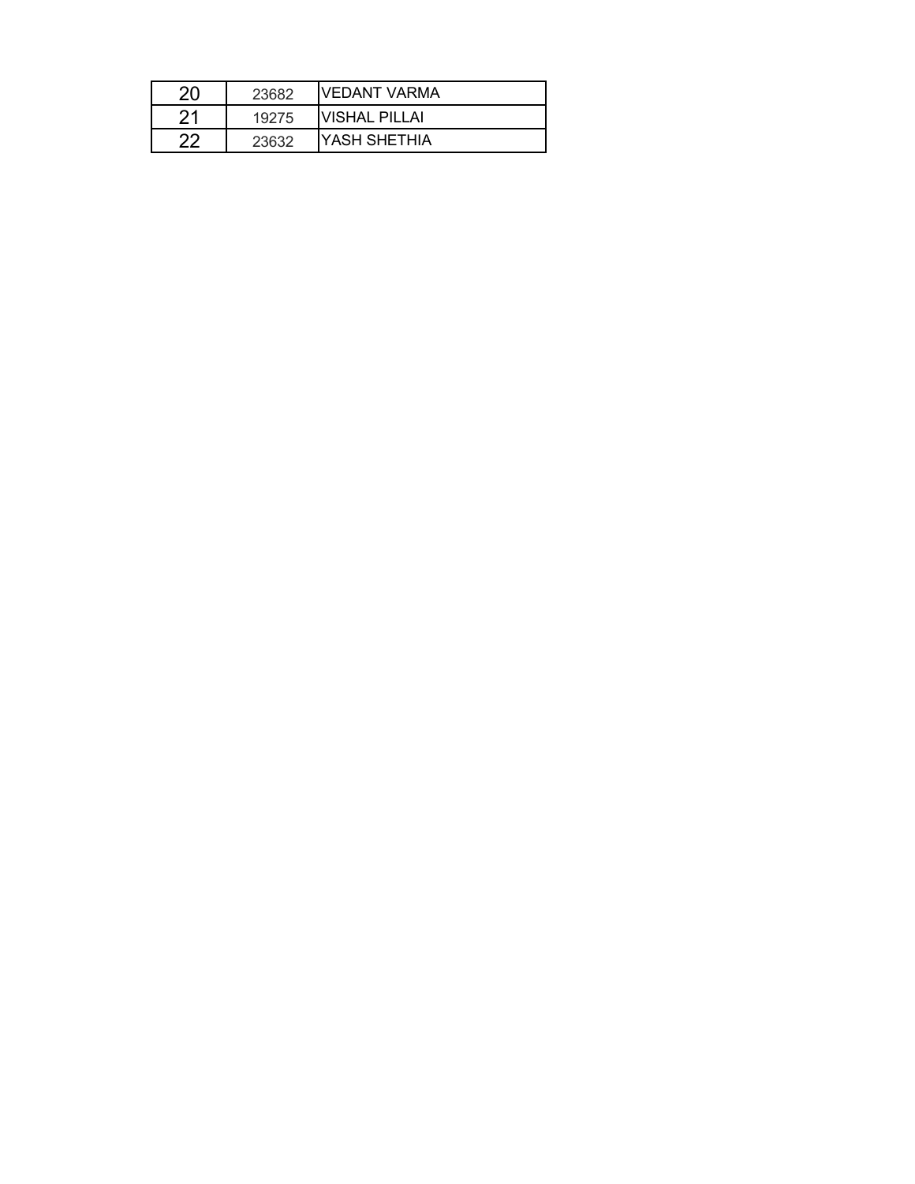| | | |
|---|---|---|
| 20 | 23682 | VEDANT VARMA |
| 21 | 19275 | VISHAL PILLAI |
| 22 | 23632 | YASH SHETHIA |